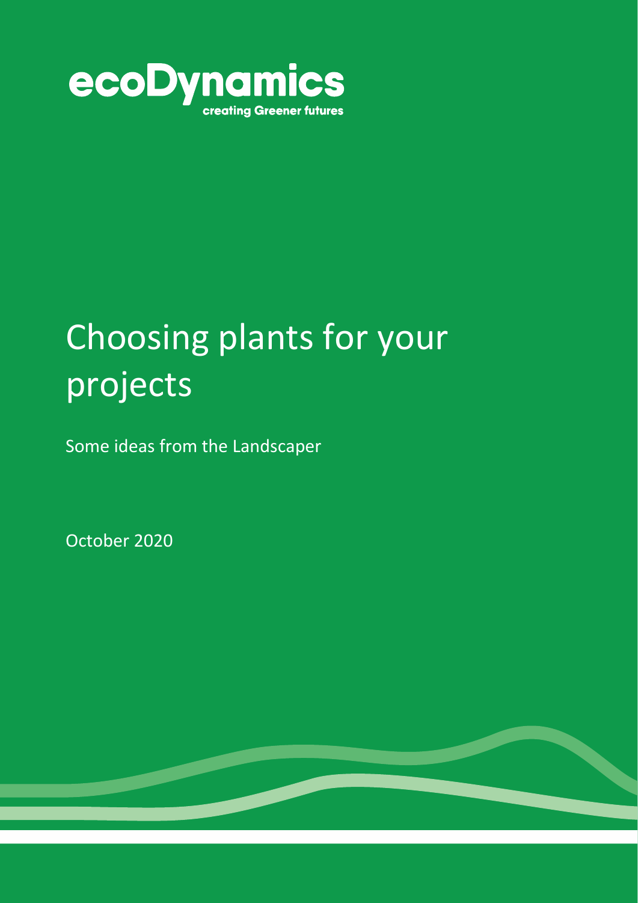ecoDynamics

creating Greener futures

# Choosing plants for your projects

Some ideas from the Landscaper

October 2020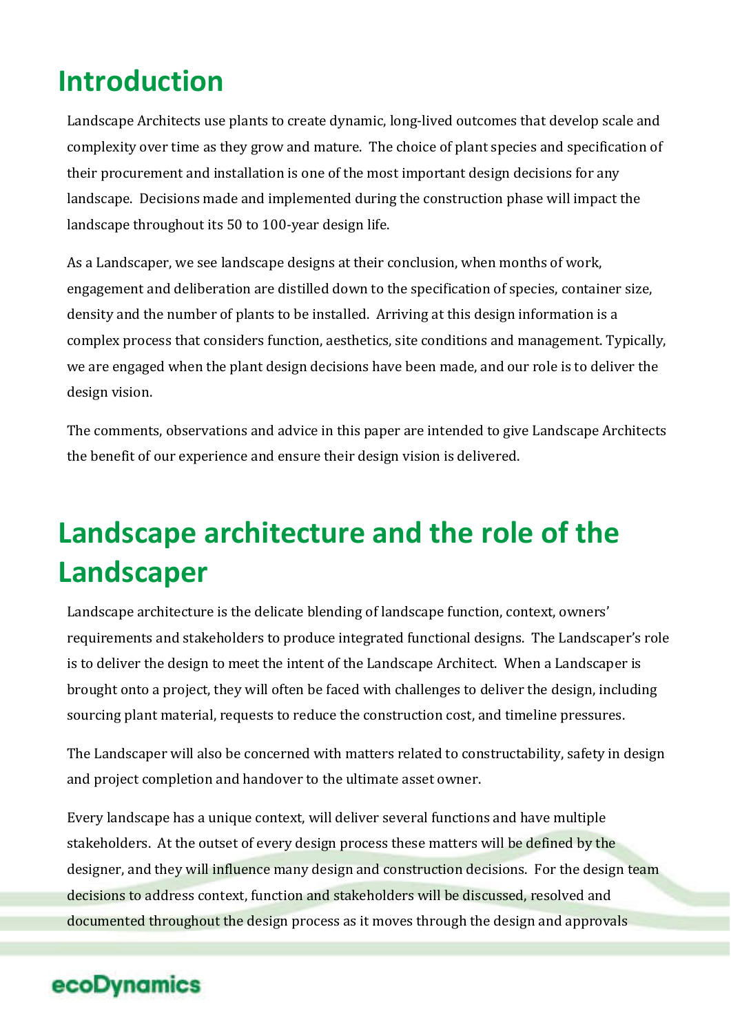# Introduction

Landscape Architects use plants to create dynamic, long-lived outcomes that develop scale and complexity over time as they grow and mature. The choice of plant species and specification of their procurement and installation is one of the most important design decisions for any landscape. Decisions made and implemented during the construction phase will impact the landscape throughout its 50 to 100-year design life.

As a Landscaper, we see landscape designs at their conclusion, when months of work, engagement and deliberation are distilled down to the specification of species, container size, density and the number of plants to be installed. Arriving at this design information is a complex process that considers function, aesthetics, site conditions and management. Typically, we are engaged when the plant design decisions have been made, and our role is to deliver the design vision.

The comments, observations and advice in this paper are intended to give Landscape Architects the benefit of our experience and ensure their design vision is delivered.

# Landscape architecture and the role of the Landscaper

Landscape architecture is the delicate blending of landscape function, context, owners' requirements and stakeholders to produce integrated functional designs. The Landscaper's role is to deliver the design to meet the intent of the Landscape Architect. When a Landscaper is brought onto a project, they will often be faced with challenges to deliver the design, including sourcing plant material, requests to reduce the construction cost, and timeline pressures.

The Landscaper will also be concerned with matters related to constructability, safety in design and project completion and handover to the ultimate asset owner.

Every landscape has a unique context, will deliver several functions and have multiple stakeholders. At the outset of every design process these matters will be defined by the designer, and they will influence many design and construction decisions. For the design team decisions to address context, function and stakeholders will be discussed, resolved and documented throughout the design process as it moves through the design and approvals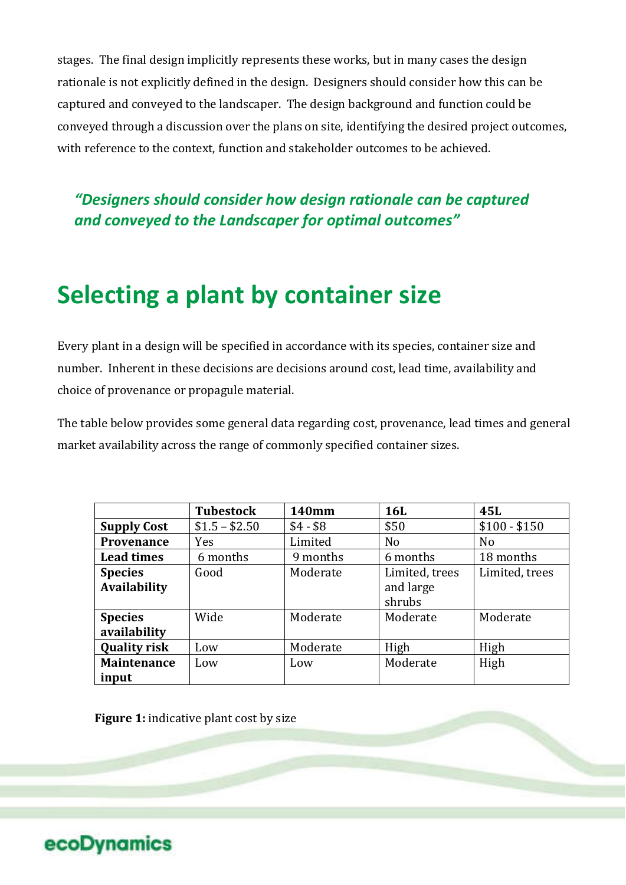stages. The final design implicitly represents these works, but in many cases the design rationale is not explicitly defined in the design. Designers should consider how this can be captured and conveyed to the landscaper. The design background and function could be conveyed through a discussion over the plans on site, identifying the desired project outcomes, with reference to the context, function and stakeholder outcomes to be achieved.

> ***"Designers should consider how design rationale can be captured and conveyed to the Landscaper for optimal outcomes"***

# Selecting a plant by container size

Every plant in a design will be specified in accordance with its species, container size and number. Inherent in these decisions are decisions around cost, lead time, availability and choice of provenance or propagule material.

The table below provides some general data regarding cost, provenance, lead times and general market availability across the range of commonly specified container sizes.

| | **Tubestock** | **140mm** | **16L** | **45L** |
|---|---|---|---|---|
| **Supply Cost** | $1.5 – $2.50 | $4 - $8 | $50 | $100 - $150 |
| **Provenance** | Yes | Limited | No | No |
| **Lead times** | 6 months | 9 months | 6 months | 18 months |
| **Species Availability** | Good | Moderate | Limited, trees and large shrubs | Limited, trees |
| **Species availability** | Wide | Moderate | Moderate | Moderate |
| **Quality risk** | Low | Moderate | High | High |
| **Maintenance input** | Low | Low | Moderate | High |

**Figure 1:** indicative plant cost by size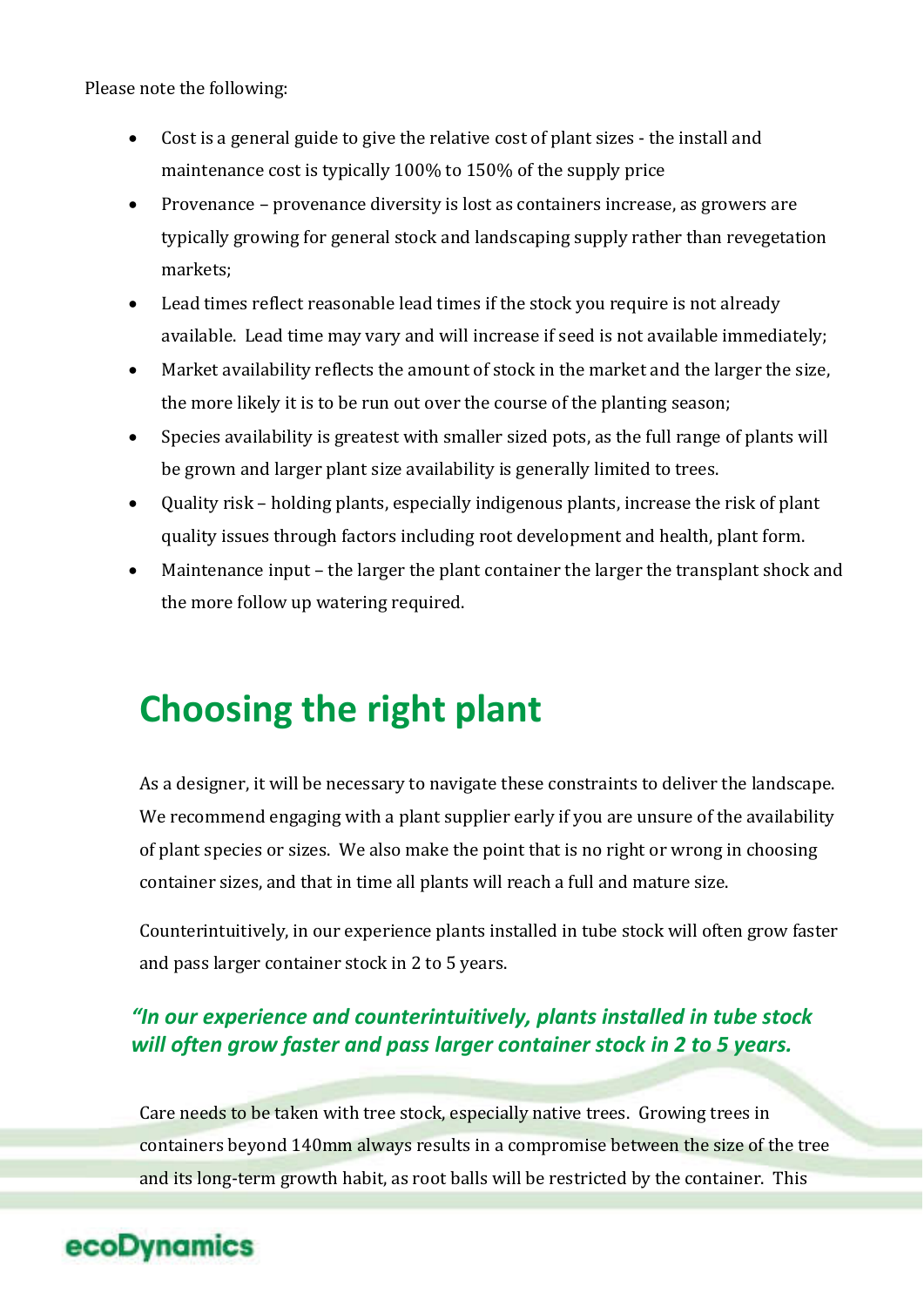Please note the following:

- Cost is a general guide to give the relative cost of plant sizes - the install and maintenance cost is typically 100% to 150% of the supply price
- Provenance – provenance diversity is lost as containers increase, as growers are typically growing for general stock and landscaping supply rather than revegetation markets;
- Lead times reflect reasonable lead times if the stock you require is not already available. Lead time may vary and will increase if seed is not available immediately;
- Market availability reflects the amount of stock in the market and the larger the size, the more likely it is to be run out over the course of the planting season;
- Species availability is greatest with smaller sized pots, as the full range of plants will be grown and larger plant size availability is generally limited to trees.
- Quality risk – holding plants, especially indigenous plants, increase the risk of plant quality issues through factors including root development and health, plant form.
- Maintenance input – the larger the plant container the larger the transplant shock and the more follow up watering required.

# Choosing the right plant

As a designer, it will be necessary to navigate these constraints to deliver the landscape. We recommend engaging with a plant supplier early if you are unsure of the availability of plant species or sizes. We also make the point that is no right or wrong in choosing container sizes, and that in time all plants will reach a full and mature size.

Counterintuitively, in our experience plants installed in tube stock will often grow faster and pass larger container stock in 2 to 5 years.

***"In our experience and counterintuitively, plants installed in tube stock will often grow faster and pass larger container stock in 2 to 5 years.***

Care needs to be taken with tree stock, especially native trees. Growing trees in containers beyond 140mm always results in a compromise between the size of the tree and its long-term growth habit, as root balls will be restricted by the container. This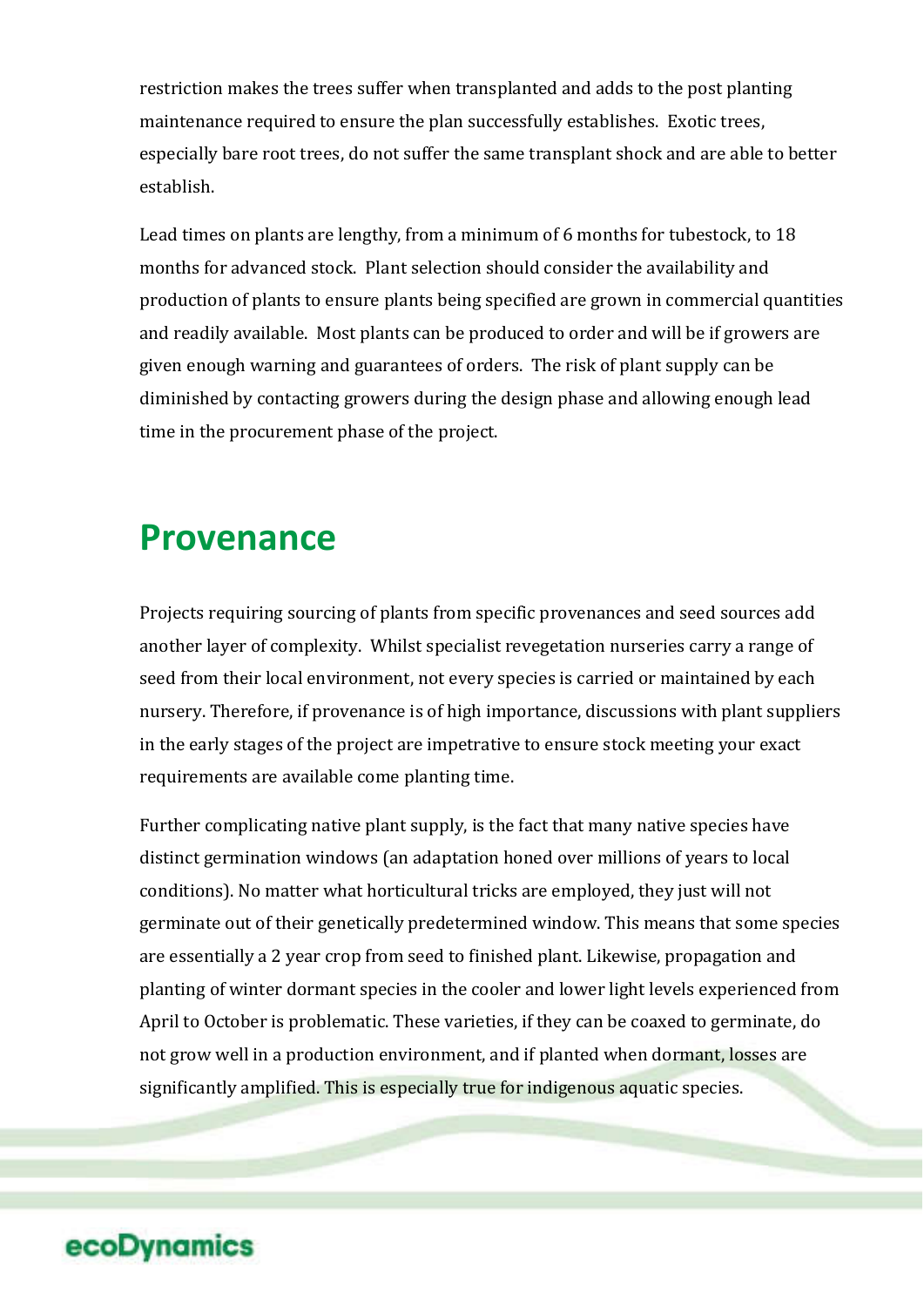restriction makes the trees suffer when transplanted and adds to the post planting maintenance required to ensure the plan successfully establishes. Exotic trees, especially bare root trees, do not suffer the same transplant shock and are able to better establish.

Lead times on plants are lengthy, from a minimum of 6 months for tubestock, to 18 months for advanced stock. Plant selection should consider the availability and production of plants to ensure plants being specified are grown in commercial quantities and readily available. Most plants can be produced to order and will be if growers are given enough warning and guarantees of orders. The risk of plant supply can be diminished by contacting growers during the design phase and allowing enough lead time in the procurement phase of the project.

# Provenance

Projects requiring sourcing of plants from specific provenances and seed sources add another layer of complexity. Whilst specialist revegetation nurseries carry a range of seed from their local environment, not every species is carried or maintained by each nursery. Therefore, if provenance is of high importance, discussions with plant suppliers in the early stages of the project are impetrative to ensure stock meeting your exact requirements are available come planting time.

Further complicating native plant supply, is the fact that many native species have distinct germination windows (an adaptation honed over millions of years to local conditions). No matter what horticultural tricks are employed, they just will not germinate out of their genetically predetermined window. This means that some species are essentially a 2 year crop from seed to finished plant. Likewise, propagation and planting of winter dormant species in the cooler and lower light levels experienced from April to October is problematic. These varieties, if they can be coaxed to germinate, do not grow well in a production environment, and if planted when dormant, losses are significantly amplified. This is especially true for indigenous aquatic species.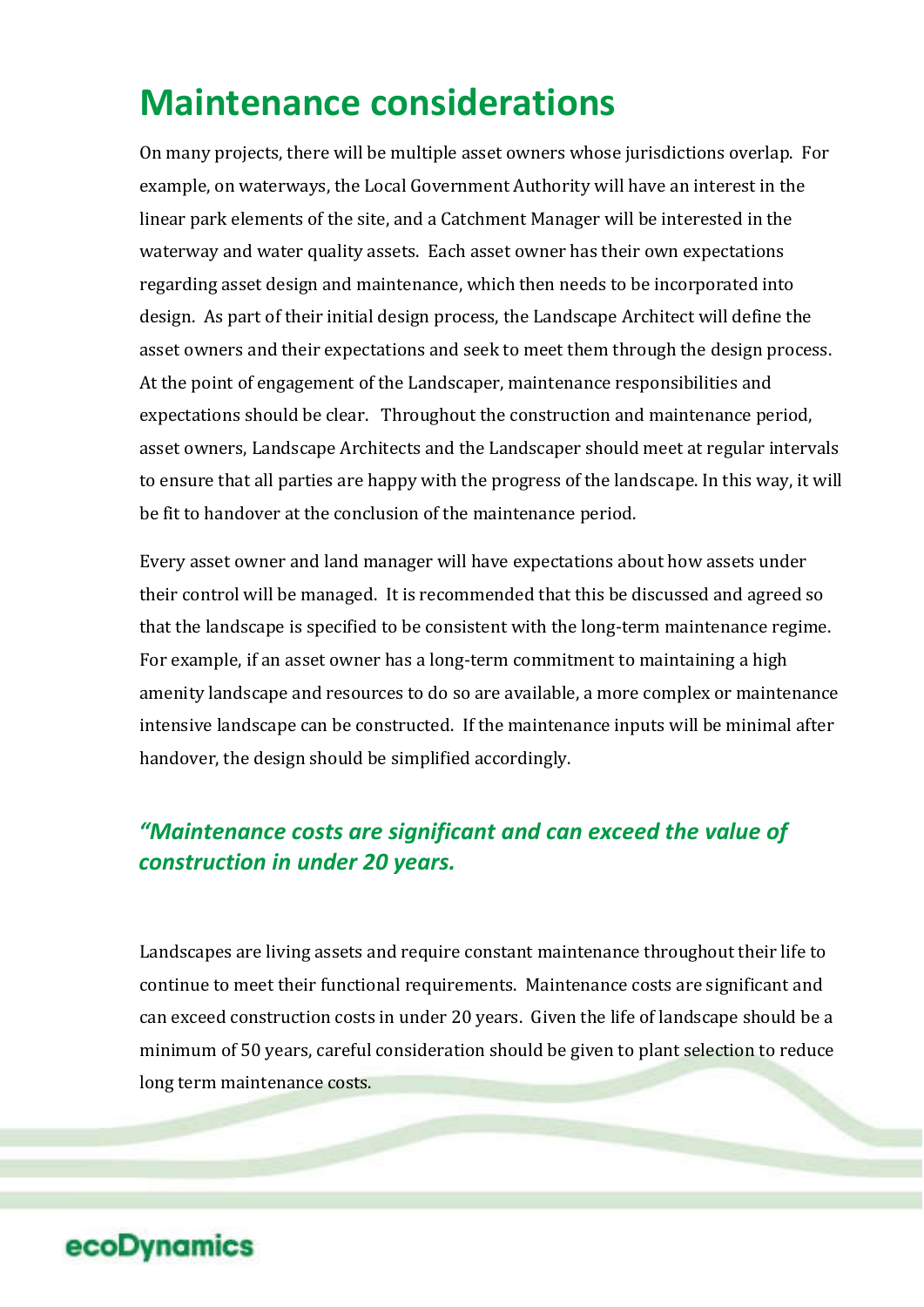# Maintenance considerations

On many projects, there will be multiple asset owners whose jurisdictions overlap. For example, on waterways, the Local Government Authority will have an interest in the linear park elements of the site, and a Catchment Manager will be interested in the waterway and water quality assets. Each asset owner has their own expectations regarding asset design and maintenance, which then needs to be incorporated into design. As part of their initial design process, the Landscape Architect will define the asset owners and their expectations and seek to meet them through the design process. At the point of engagement of the Landscaper, maintenance responsibilities and expectations should be clear. Throughout the construction and maintenance period, asset owners, Landscape Architects and the Landscaper should meet at regular intervals to ensure that all parties are happy with the progress of the landscape. In this way, it will be fit to handover at the conclusion of the maintenance period.

Every asset owner and land manager will have expectations about how assets under their control will be managed. It is recommended that this be discussed and agreed so that the landscape is specified to be consistent with the long-term maintenance regime. For example, if an asset owner has a long-term commitment to maintaining a high amenity landscape and resources to do so are available, a more complex or maintenance intensive landscape can be constructed. If the maintenance inputs will be minimal after handover, the design should be simplified accordingly.

***"Maintenance costs are significant and can exceed the value of construction in under 20 years.***

Landscapes are living assets and require constant maintenance throughout their life to continue to meet their functional requirements. Maintenance costs are significant and can exceed construction costs in under 20 years. Given the life of landscape should be a minimum of 50 years, careful consideration should be given to plant selection to reduce long term maintenance costs.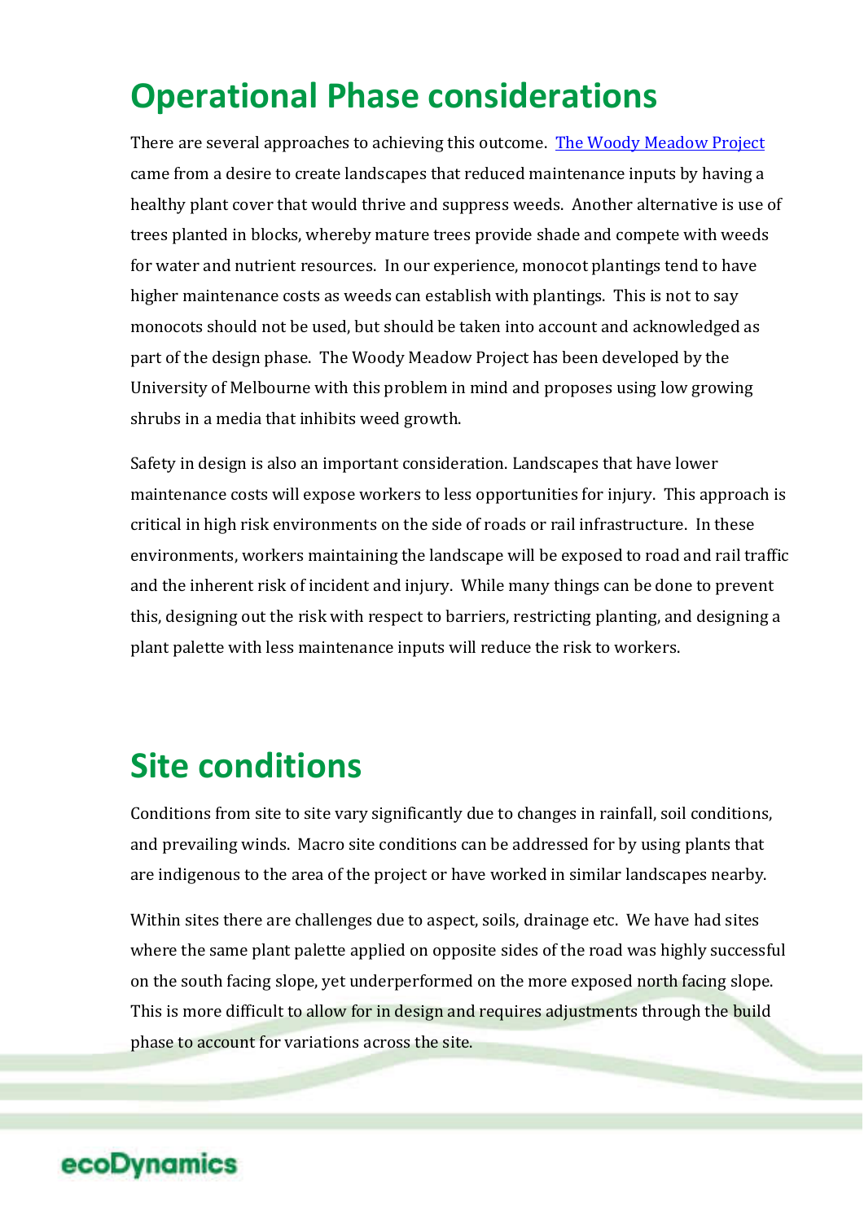## Operational Phase considerations

There are several approaches to achieving this outcome. [The Woody Meadow Project](#) came from a desire to create landscapes that reduced maintenance inputs by having a healthy plant cover that would thrive and suppress weeds. Another alternative is use of trees planted in blocks, whereby mature trees provide shade and compete with weeds for water and nutrient resources. In our experience, monocot plantings tend to have higher maintenance costs as weeds can establish with plantings. This is not to say monocots should not be used, but should be taken into account and acknowledged as part of the design phase. The Woody Meadow Project has been developed by the University of Melbourne with this problem in mind and proposes using low growing shrubs in a media that inhibits weed growth.

Safety in design is also an important consideration. Landscapes that have lower maintenance costs will expose workers to less opportunities for injury. This approach is critical in high risk environments on the side of roads or rail infrastructure. In these environments, workers maintaining the landscape will be exposed to road and rail traffic and the inherent risk of incident and injury. While many things can be done to prevent this, designing out the risk with respect to barriers, restricting planting, and designing a plant palette with less maintenance inputs will reduce the risk to workers.

## Site conditions

Conditions from site to site vary significantly due to changes in rainfall, soil conditions, and prevailing winds. Macro site conditions can be addressed for by using plants that are indigenous to the area of the project or have worked in similar landscapes nearby.

Within sites there are challenges due to aspect, soils, drainage etc. We have had sites where the same plant palette applied on opposite sides of the road was highly successful on the south facing slope, yet underperformed on the more exposed north facing slope. This is more difficult to allow for in design and requires adjustments through the build phase to account for variations across the site.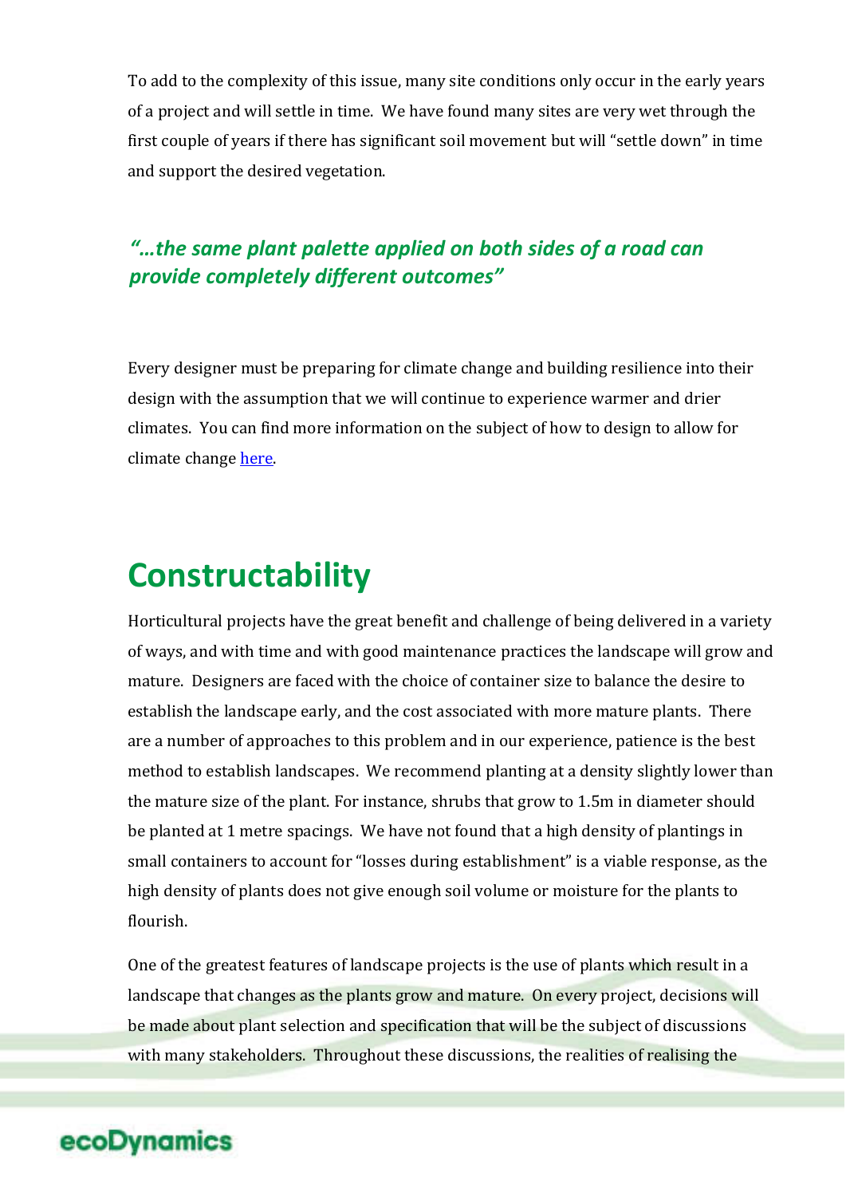To add to the complexity of this issue, many site conditions only occur in the early years of a project and will settle in time. We have found many sites are very wet through the first couple of years if there has significant soil movement but will "settle down" in time and support the desired vegetation.

***"…the same plant palette applied on both sides of a road can provide completely different outcomes"***

Every designer must be preparing for climate change and building resilience into their design with the assumption that we will continue to experience warmer and drier climates. You can find more information on the subject of how to design to allow for climate change here.

# Constructability

Horticultural projects have the great benefit and challenge of being delivered in a variety of ways, and with time and with good maintenance practices the landscape will grow and mature. Designers are faced with the choice of container size to balance the desire to establish the landscape early, and the cost associated with more mature plants. There are a number of approaches to this problem and in our experience, patience is the best method to establish landscapes. We recommend planting at a density slightly lower than the mature size of the plant. For instance, shrubs that grow to 1.5m in diameter should be planted at 1 metre spacings. We have not found that a high density of plantings in small containers to account for "losses during establishment" is a viable response, as the high density of plants does not give enough soil volume or moisture for the plants to flourish.

One of the greatest features of landscape projects is the use of plants which result in a landscape that changes as the plants grow and mature. On every project, decisions will be made about plant selection and specification that will be the subject of discussions with many stakeholders. Throughout these discussions, the realities of realising the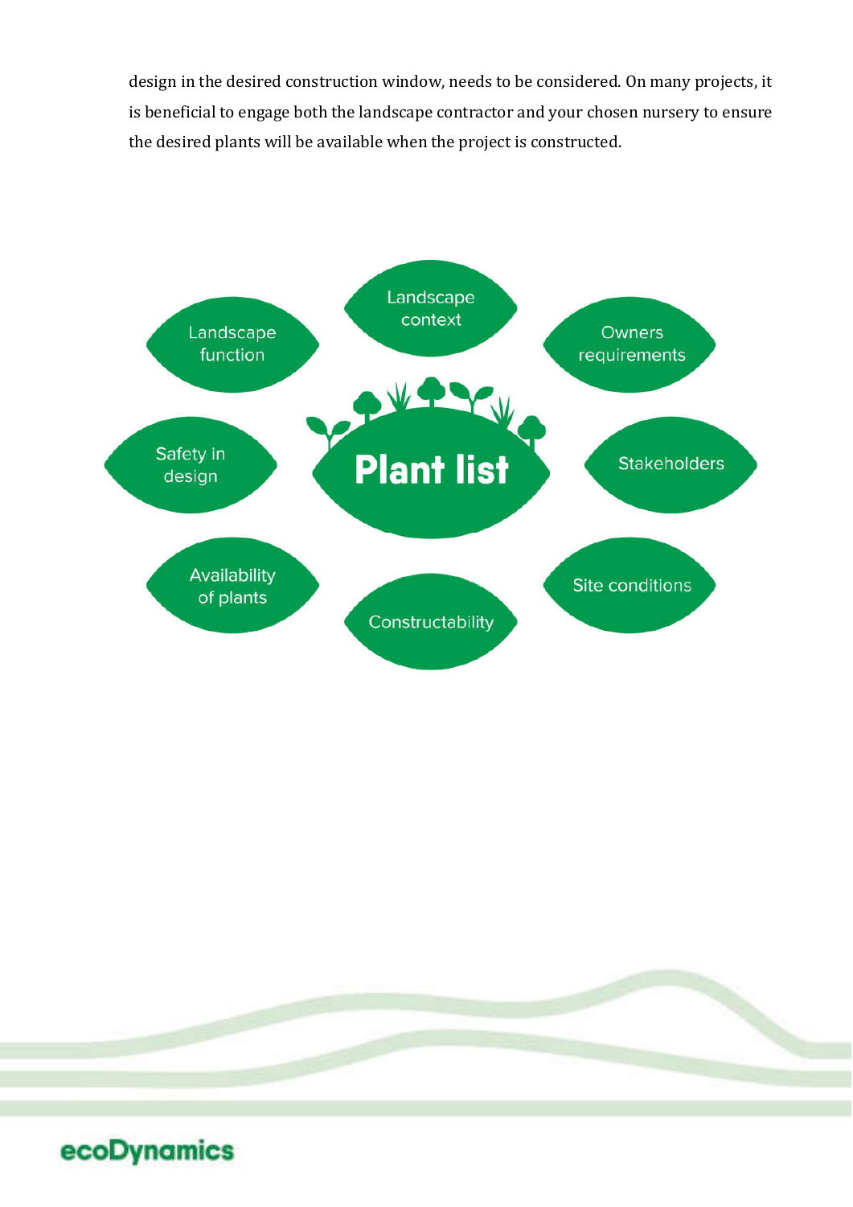design in the desired construction window, needs to be considered. On many projects, it is beneficial to engage both the landscape contractor and your chosen nursery to ensure the desired plants will be available when the project is constructed.

Landscape context

Landscape function

Owners requirements

Safety in design

Plant list

Stakeholders

Availability of plants

Site conditions

Constructability